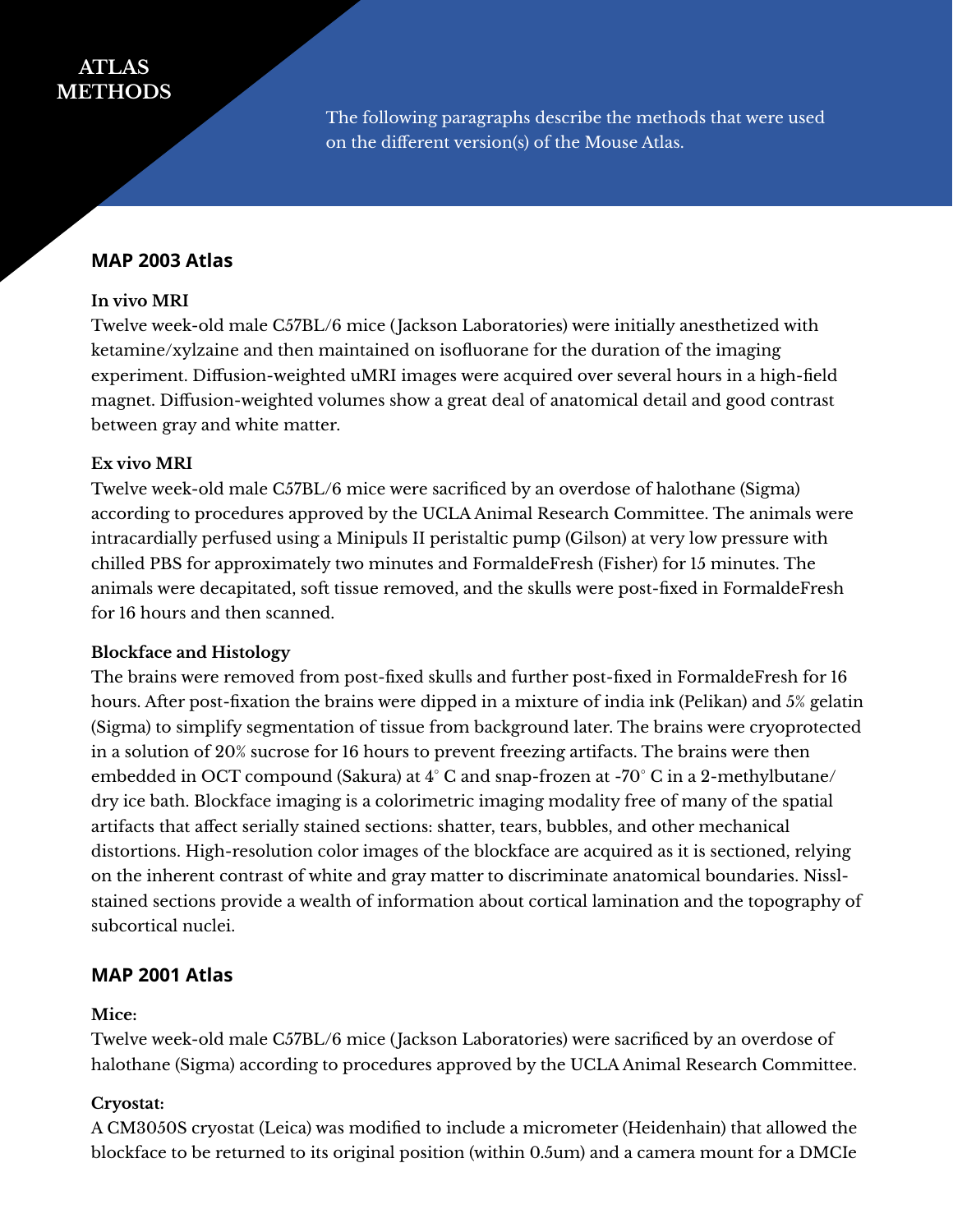# ATLAS METHODS

The following paragraphs describe the methods that were used on the different version(s) of the Mouse Atlas.

## MAP 2003 Atlas

**In vivo MRI**

Twelve week-old male C57BL/6 mice (Jackson Laboratories) were initially anesthetized with ketamine/xylzaine and then maintained on isofluorane for the duration of the imaging experiment. Diffusion-weighted uMRI images were acquired over several hours in a high-field magnet. Diffusion-weighted volumes show a great deal of anatomical detail and good contrast between gray and white matter.

**Ex vivo MRI**

Twelve week-old male C57BL/6 mice were sacrificed by an overdose of halothane (Sigma) according to procedures approved by the UCLA Animal Research Committee. The animals were intracardially perfused using a Minipuls II peristaltic pump (Gilson) at very low pressure with chilled PBS for approximately two minutes and FormaldeFresh (Fisher) for 15 minutes. The animals were decapitated, soft tissue removed, and the skulls were post-fixed in FormaldeFresh for 16 hours and then scanned.

**Blockface and Histology**

The brains were removed from post-fixed skulls and further post-fixed in FormaldeFresh for 16 hours. After post-fixation the brains were dipped in a mixture of india ink (Pelikan) and 5% gelatin (Sigma) to simplify segmentation of tissue from background later. The brains were cryoprotected in a solution of 20% sucrose for 16 hours to prevent freezing artifacts. The brains were then embedded in OCT compound (Sakura) at 4° C and snap-frozen at -70° C in a 2-methylbutane/dry ice bath. Blockface imaging is a colorimetric imaging modality free of many of the spatial artifacts that affect serially stained sections: shatter, tears, bubbles, and other mechanical distortions. High-resolution color images of the blockface are acquired as it is sectioned, relying on the inherent contrast of white and gray matter to discriminate anatomical boundaries. Nissl-stained sections provide a wealth of information about cortical lamination and the topography of subcortical nuclei.

## MAP 2001 Atlas

**Mice:**

Twelve week-old male C57BL/6 mice (Jackson Laboratories) were sacrificed by an overdose of halothane (Sigma) according to procedures approved by the UCLA Animal Research Committee.

**Cryostat:**

A CM3050S cryostat (Leica) was modified to include a micrometer (Heidenhain) that allowed the blockface to be returned to its original position (within 0.5um) and a camera mount for a DMCIe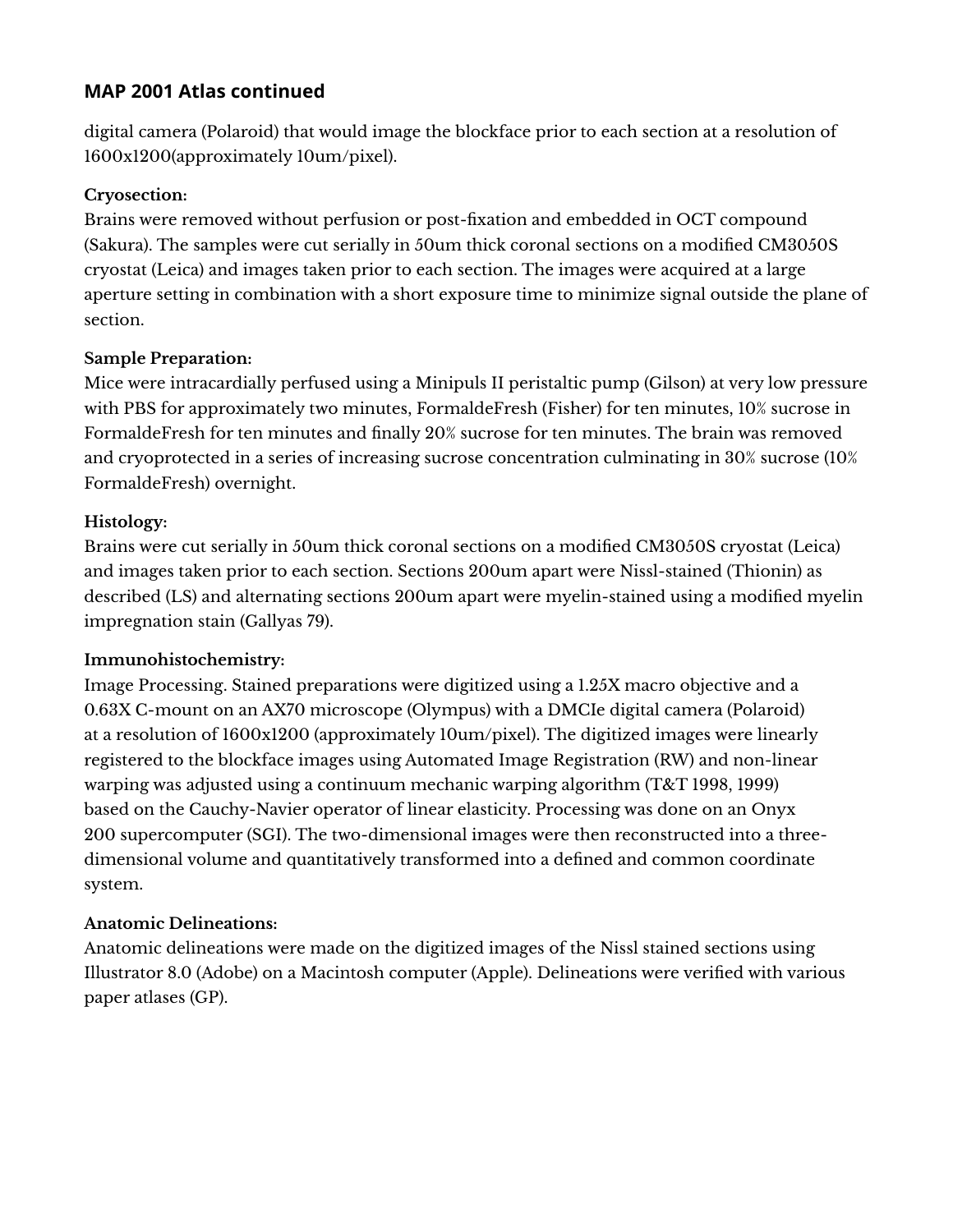## MAP 2001 Atlas continued

digital camera (Polaroid) that would image the blockface prior to each section at a resolution of 1600x1200(approximately 10um/pixel).

**Cryosection:**
Brains were removed without perfusion or post-fixation and embedded in OCT compound (Sakura). The samples were cut serially in 50um thick coronal sections on a modified CM3050S cryostat (Leica) and images taken prior to each section. The images were acquired at a large aperture setting in combination with a short exposure time to minimize signal outside the plane of section.

**Sample Preparation:**
Mice were intracardially perfused using a Minipuls II peristaltic pump (Gilson) at very low pressure with PBS for approximately two minutes, FormaldeFresh (Fisher) for ten minutes, 10% sucrose in FormaldeFresh for ten minutes and finally 20% sucrose for ten minutes. The brain was removed and cryoprotected in a series of increasing sucrose concentration culminating in 30% sucrose (10% FormaldeFresh) overnight.

**Histology:**
Brains were cut serially in 50um thick coronal sections on a modified CM3050S cryostat (Leica) and images taken prior to each section. Sections 200um apart were Nissl-stained (Thionin) as described (LS) and alternating sections 200um apart were myelin-stained using a modified myelin impregnation stain (Gallyas 79).

**Immunohistochemistry:**
Image Processing. Stained preparations were digitized using a 1.25X macro objective and a 0.63X C-mount on an AX70 microscope (Olympus) with a DMCIe digital camera (Polaroid) at a resolution of 1600x1200 (approximately 10um/pixel). The digitized images were linearly registered to the blockface images using Automated Image Registration (RW) and non-linear warping was adjusted using a continuum mechanic warping algorithm (T&T 1998, 1999) based on the Cauchy-Navier operator of linear elasticity. Processing was done on an Onyx 200 supercomputer (SGI). The two-dimensional images were then reconstructed into a three-dimensional volume and quantitatively transformed into a defined and common coordinate system.

**Anatomic Delineations:**
Anatomic delineations were made on the digitized images of the Nissl stained sections using Illustrator 8.0 (Adobe) on a Macintosh computer (Apple). Delineations were verified with various paper atlases (GP).